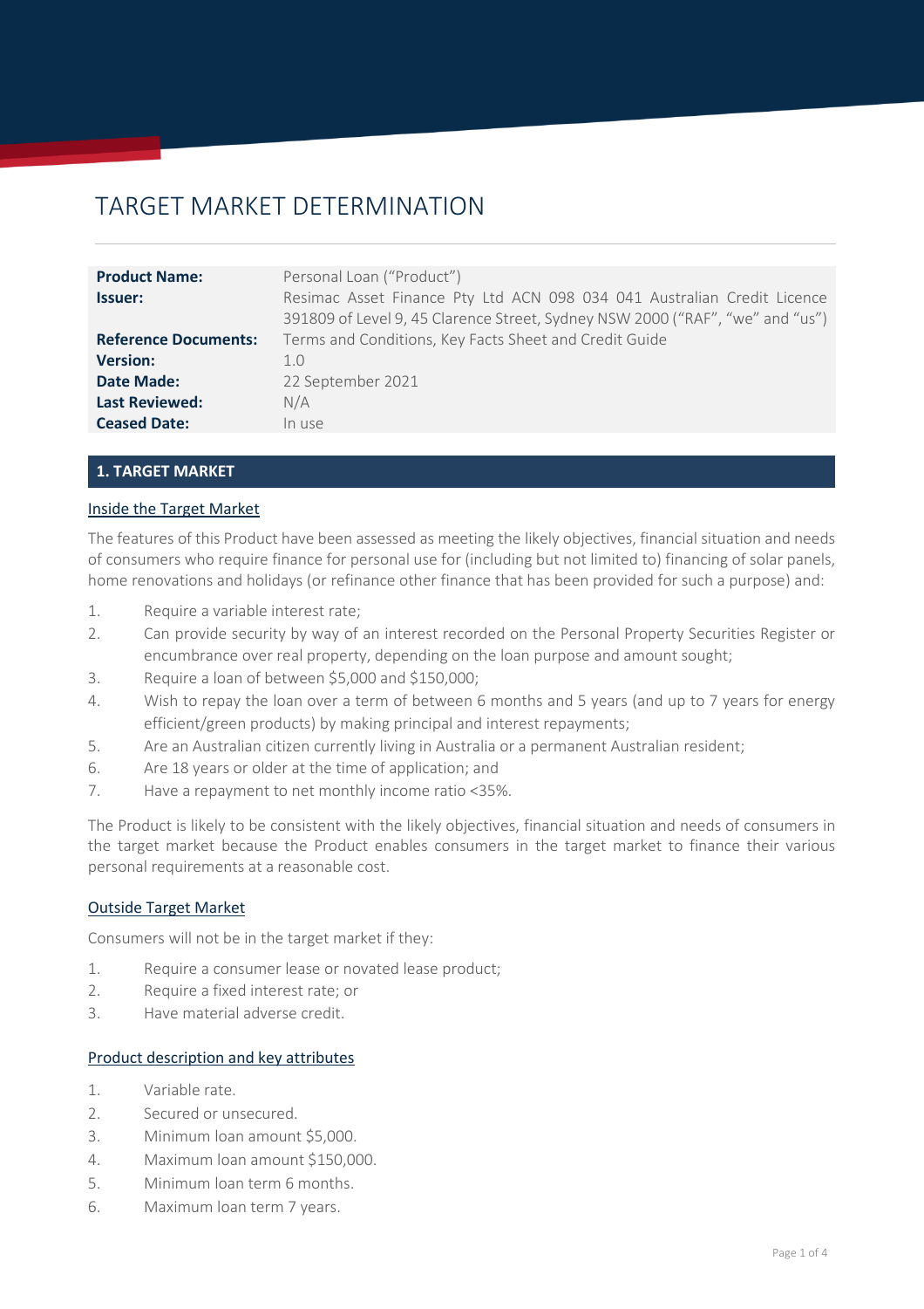# TARGET MARKET DETERMINATION

| | |
|---|---|
| **Product Name:** | Personal Loan ("Product") |
| **Issuer:** | Resimac Asset Finance Pty Ltd ACN 098 034 041 Australian Credit Licence 391809 of Level 9, 45 Clarence Street, Sydney NSW 2000 ("RAF", "we" and "us") |
| **Reference Documents:** | Terms and Conditions, Key Facts Sheet and Credit Guide |
| **Version:** | 1.0 |
| **Date Made:** | 22 September 2021 |
| **Last Reviewed:** | N/A |
| **Ceased Date:** | In use |

## 1. TARGET MARKET

### Inside the Target Market

The features of this Product have been assessed as meeting the likely objectives, financial situation and needs of consumers who require finance for personal use for (including but not limited to) financing of solar panels, home renovations and holidays (or refinance other finance that has been provided for such a purpose) and:

1. Require a variable interest rate;
2. Can provide security by way of an interest recorded on the Personal Property Securities Register or encumbrance over real property, depending on the loan purpose and amount sought;
3. Require a loan of between $5,000 and $150,000;
4. Wish to repay the loan over a term of between 6 months and 5 years (and up to 7 years for energy efficient/green products) by making principal and interest repayments;
5. Are an Australian citizen currently living in Australia or a permanent Australian resident;
6. Are 18 years or older at the time of application; and
7. Have a repayment to net monthly income ratio <35%.

The Product is likely to be consistent with the likely objectives, financial situation and needs of consumers in the target market because the Product enables consumers in the target market to finance their various personal requirements at a reasonable cost.

### Outside Target Market

Consumers will not be in the target market if they:

1. Require a consumer lease or novated lease product;
2. Require a fixed interest rate; or
3. Have material adverse credit.

### Product description and key attributes

1. Variable rate.
2. Secured or unsecured.
3. Minimum loan amount $5,000.
4. Maximum loan amount $150,000.
5. Minimum loan term 6 months.
6. Maximum loan term 7 years.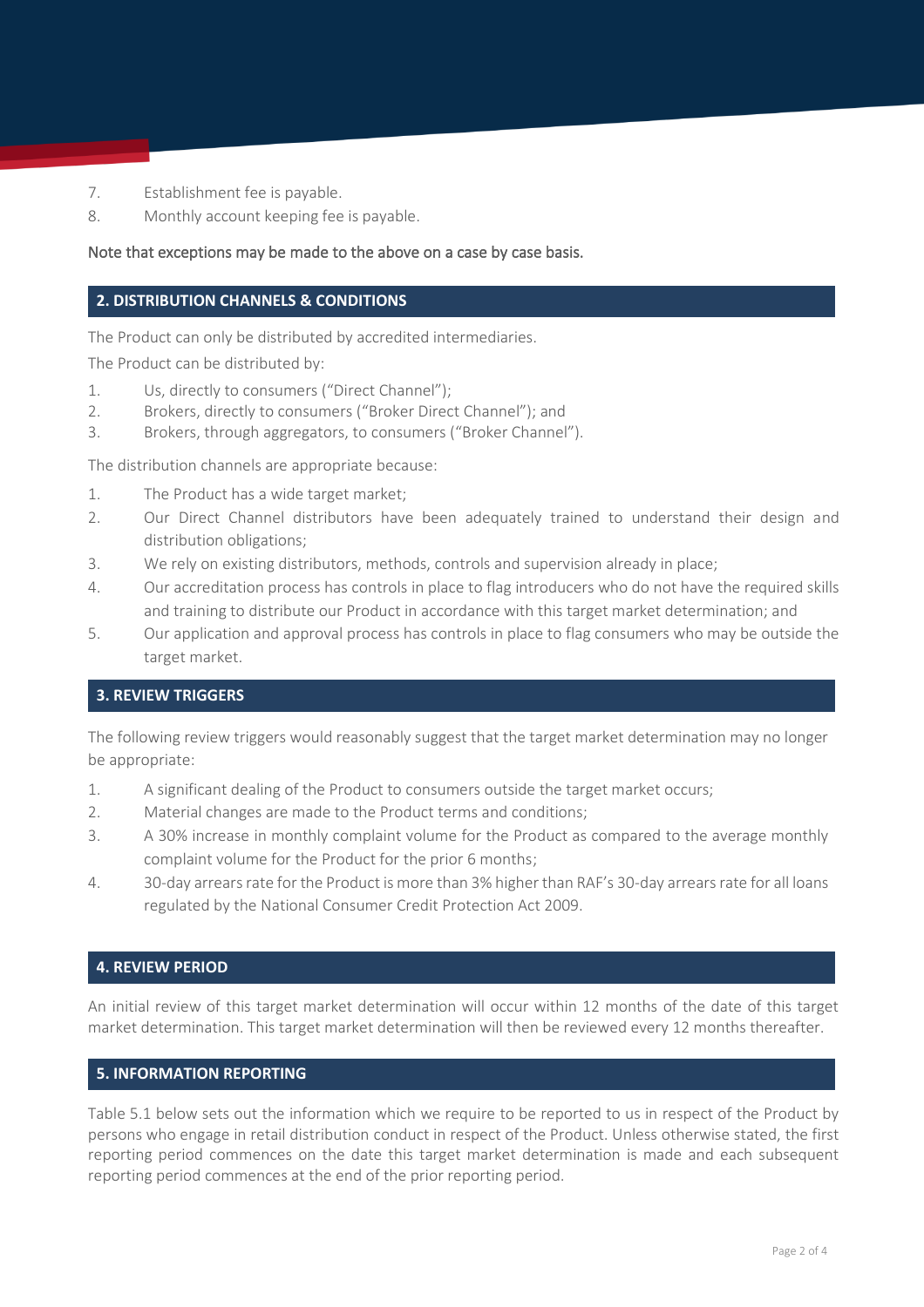7. Establishment fee is payable.
8. Monthly account keeping fee is payable.

Note that exceptions may be made to the above on a case by case basis.

## 2. DISTRIBUTION CHANNELS & CONDITIONS

The Product can only be distributed by accredited intermediaries.

The Product can be distributed by:

1. Us, directly to consumers ("Direct Channel");
2. Brokers, directly to consumers ("Broker Direct Channel"); and
3. Brokers, through aggregators, to consumers ("Broker Channel").

The distribution channels are appropriate because:

1. The Product has a wide target market;
2. Our Direct Channel distributors have been adequately trained to understand their design and distribution obligations;
3. We rely on existing distributors, methods, controls and supervision already in place;
4. Our accreditation process has controls in place to flag introducers who do not have the required skills and training to distribute our Product in accordance with this target market determination; and
5. Our application and approval process has controls in place to flag consumers who may be outside the target market.

## 3. REVIEW TRIGGERS

The following review triggers would reasonably suggest that the target market determination may no longer be appropriate:

1. A significant dealing of the Product to consumers outside the target market occurs;
2. Material changes are made to the Product terms and conditions;
3. A 30% increase in monthly complaint volume for the Product as compared to the average monthly complaint volume for the Product for the prior 6 months;
4. 30-day arrears rate for the Product is more than 3% higher than RAF's 30-day arrears rate for all loans regulated by the National Consumer Credit Protection Act 2009.

## 4. REVIEW PERIOD

An initial review of this target market determination will occur within 12 months of the date of this target market determination. This target market determination will then be reviewed every 12 months thereafter.

## 5. INFORMATION REPORTING

Table 5.1 below sets out the information which we require to be reported to us in respect of the Product by persons who engage in retail distribution conduct in respect of the Product. Unless otherwise stated, the first reporting period commences on the date this target market determination is made and each subsequent reporting period commences at the end of the prior reporting period.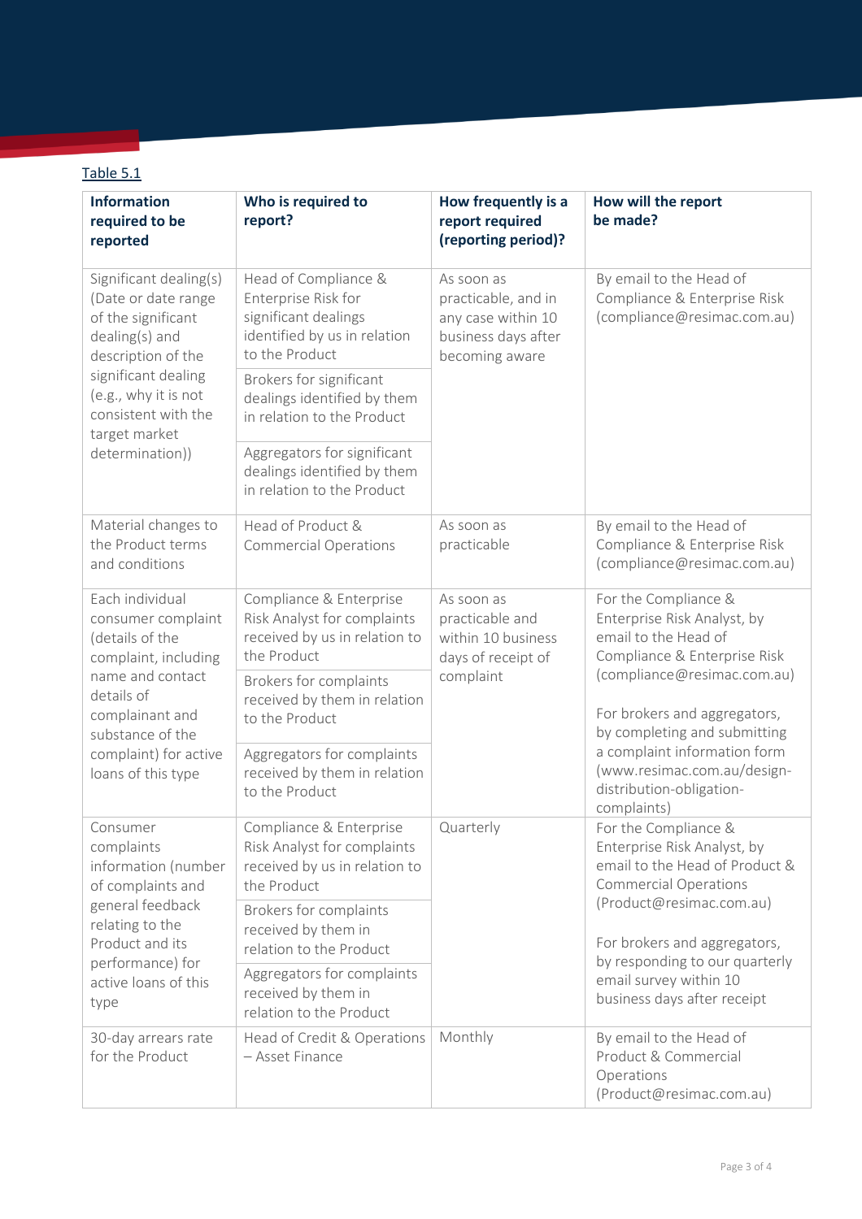Table 5.1

| Information required to be reported | Who is required to report? | How frequently is a report required (reporting period)? | How will the report be made? |
|---|---|---|---|
| Significant dealing(s) (Date or date range of the significant dealing(s) and description of the significant dealing (e.g., why it is not consistent with the target market determination)) | Head of Compliance & Enterprise Risk for significant dealings identified by us in relation to the Product | As soon as practicable, and in any case within 10 business days after becoming aware | By email to the Head of Compliance & Enterprise Risk (compliance@resimac.com.au) |
| | Brokers for significant dealings identified by them in relation to the Product | | |
| | Aggregators for significant dealings identified by them in relation to the Product | | |
| Material changes to the Product terms and conditions | Head of Product & Commercial Operations | As soon as practicable | By email to the Head of Compliance & Enterprise Risk (compliance@resimac.com.au) |
| Each individual consumer complaint (details of the complaint, including name and contact details of complainant and substance of the complaint) for active loans of this type | Compliance & Enterprise Risk Analyst for complaints received by us in relation to the Product | As soon as practicable and within 10 business days of receipt of complaint | For the Compliance & Enterprise Risk Analyst, by email to the Head of Compliance & Enterprise Risk (compliance@resimac.com.au)<br><br>For brokers and aggregators, by completing and submitting a complaint information form (www.resimac.com.au/design-distribution-obligation-complaints) |
| | Brokers for complaints received by them in relation to the Product | | |
| | Aggregators for complaints received by them in relation to the Product | | |
| Consumer complaints information (number of complaints and general feedback relating to the Product and its performance) for active loans of this type | Compliance & Enterprise Risk Analyst for complaints received by us in relation to the Product | Quarterly | For the Compliance & Enterprise Risk Analyst, by email to the Head of Product & Commercial Operations (Product@resimac.com.au)<br><br>For brokers and aggregators, by responding to our quarterly email survey within 10 business days after receipt |
| | Brokers for complaints received by them in relation to the Product | | |
| | Aggregators for complaints received by them in relation to the Product | | |
| 30-day arrears rate for the Product | Head of Credit & Operations – Asset Finance | Monthly | By email to the Head of Product & Commercial Operations (Product@resimac.com.au) |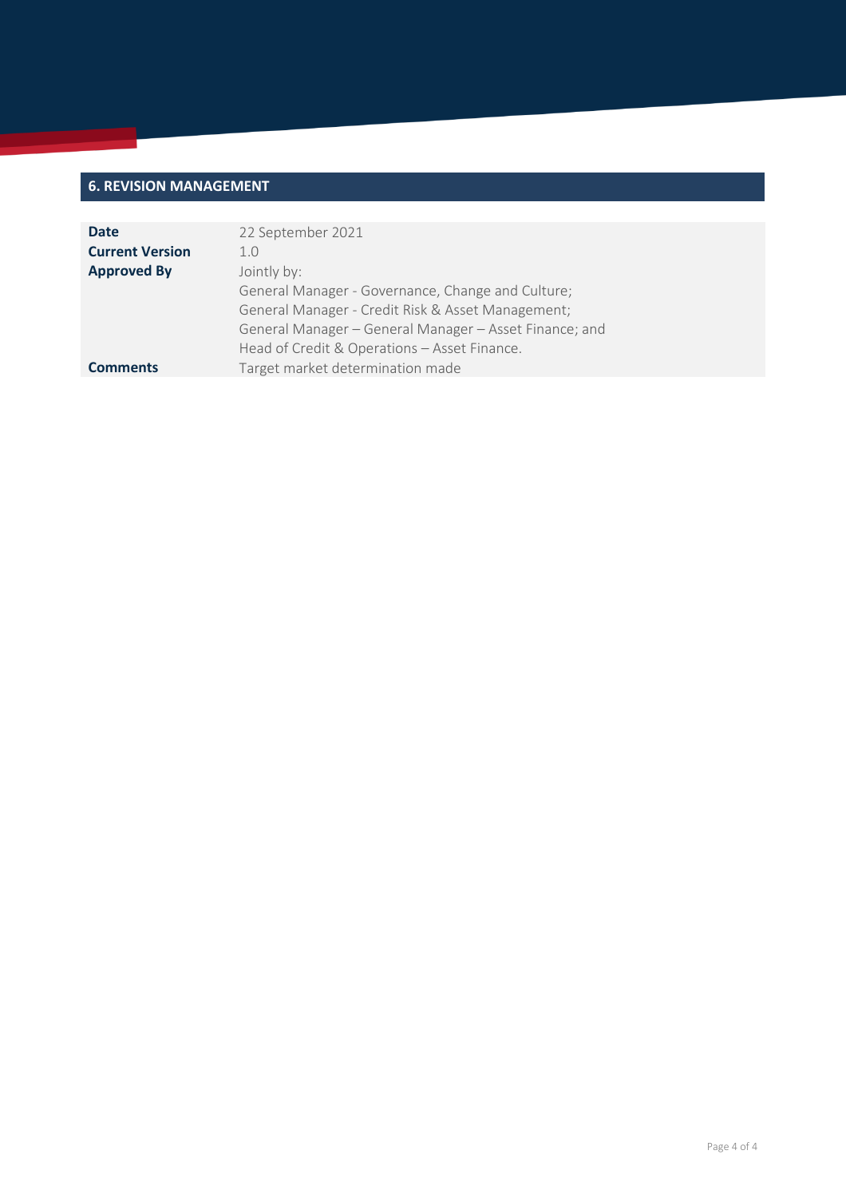## 6. REVISION MANAGEMENT

| | |
|---|---|
| **Date** | 22 September 2021 |
| **Current Version** | 1.0 |
| **Approved By** | Jointly by:<br>General Manager - Governance, Change and Culture;<br>General Manager - Credit Risk & Asset Management;<br>General Manager – General Manager – Asset Finance; and<br>Head of Credit & Operations – Asset Finance. |
| **Comments** | Target market determination made |